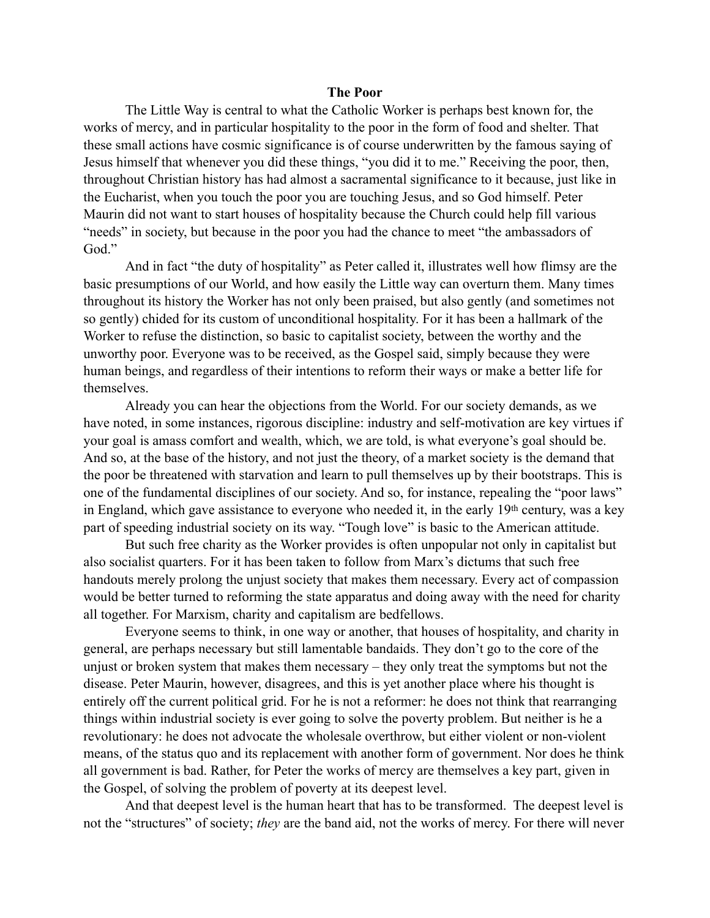## The Poor

The Little Way is central to what the Catholic Worker is perhaps best known for, the works of mercy, and in particular hospitality to the poor in the form of food and shelter. That these small actions have cosmic significance is of course underwritten by the famous saying of Jesus himself that whenever you did these things, "you did it to me." Receiving the poor, then, throughout Christian history has had almost a sacramental significance to it because, just like in the Eucharist, when you touch the poor you are touching Jesus, and so God himself. Peter Maurin did not want to start houses of hospitality because the Church could help fill various "needs" in society, but because in the poor you had the chance to meet "the ambassadors of God."

And in fact "the duty of hospitality" as Peter called it, illustrates well how flimsy are the basic presumptions of our World, and how easily the Little way can overturn them. Many times throughout its history the Worker has not only been praised, but also gently (and sometimes not so gently) chided for its custom of unconditional hospitality. For it has been a hallmark of the Worker to refuse the distinction, so basic to capitalist society, between the worthy and the unworthy poor. Everyone was to be received, as the Gospel said, simply because they were human beings, and regardless of their intentions to reform their ways or make a better life for themselves.

Already you can hear the objections from the World. For our society demands, as we have noted, in some instances, rigorous discipline: industry and self-motivation are key virtues if your goal is amass comfort and wealth, which, we are told, is what everyone's goal should be. And so, at the base of the history, and not just the theory, of a market society is the demand that the poor be threatened with starvation and learn to pull themselves up by their bootstraps. This is one of the fundamental disciplines of our society. And so, for instance, repealing the "poor laws" in England, which gave assistance to everyone who needed it, in the early 19th century, was a key part of speeding industrial society on its way. "Tough love" is basic to the American attitude.

But such free charity as the Worker provides is often unpopular not only in capitalist but also socialist quarters. For it has been taken to follow from Marx's dictums that such free handouts merely prolong the unjust society that makes them necessary. Every act of compassion would be better turned to reforming the state apparatus and doing away with the need for charity all together. For Marxism, charity and capitalism are bedfellows.

Everyone seems to think, in one way or another, that houses of hospitality, and charity in general, are perhaps necessary but still lamentable bandaids. They don't go to the core of the unjust or broken system that makes them necessary – they only treat the symptoms but not the disease. Peter Maurin, however, disagrees, and this is yet another place where his thought is entirely off the current political grid. For he is not a reformer: he does not think that rearranging things within industrial society is ever going to solve the poverty problem. But neither is he a revolutionary: he does not advocate the wholesale overthrow, but either violent or non-violent means, of the status quo and its replacement with another form of government. Nor does he think all government is bad. Rather, for Peter the works of mercy are themselves a key part, given in the Gospel, of solving the problem of poverty at its deepest level.

And that deepest level is the human heart that has to be transformed. The deepest level is not the "structures" of society; *they* are the band aid, not the works of mercy. For there will never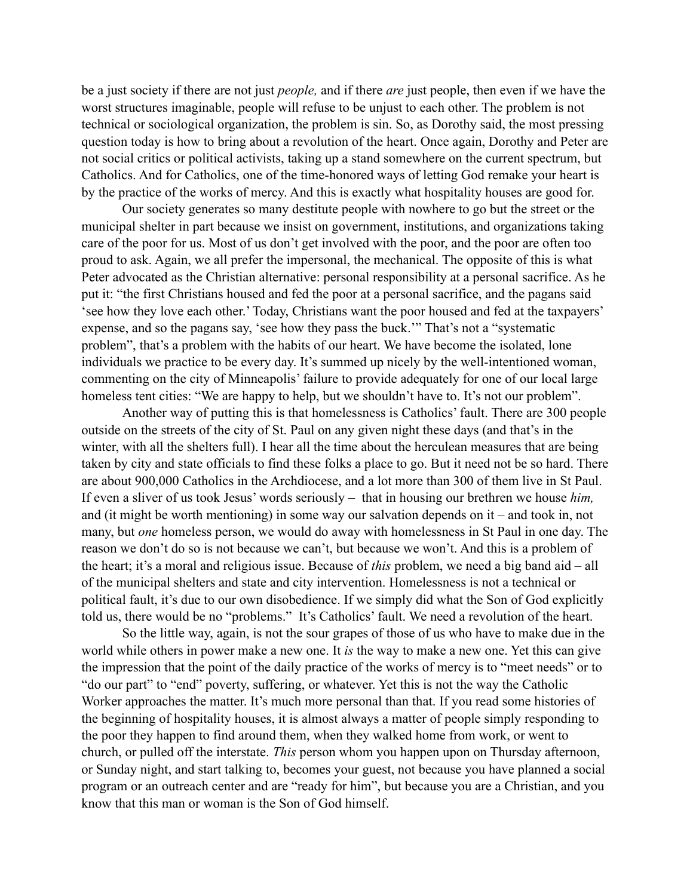be a just society if there are not just *people,* and if there *are* just people, then even if we have the worst structures imaginable, people will refuse to be unjust to each other. The problem is not technical or sociological organization, the problem is sin. So, as Dorothy said, the most pressing question today is how to bring about a revolution of the heart. Once again, Dorothy and Peter are not social critics or political activists, taking up a stand somewhere on the current spectrum, but Catholics. And for Catholics, one of the time-honored ways of letting God remake your heart is by the practice of the works of mercy. And this is exactly what hospitality houses are good for.

Our society generates so many destitute people with nowhere to go but the street or the municipal shelter in part because we insist on government, institutions, and organizations taking care of the poor for us. Most of us don't get involved with the poor, and the poor are often too proud to ask. Again, we all prefer the impersonal, the mechanical. The opposite of this is what Peter advocated as the Christian alternative: personal responsibility at a personal sacrifice. As he put it: "the first Christians housed and fed the poor at a personal sacrifice, and the pagans said 'see how they love each other.' Today, Christians want the poor housed and fed at the taxpayers' expense, and so the pagans say, 'see how they pass the buck.'" That's not a "systematic problem", that's a problem with the habits of our heart. We have become the isolated, lone individuals we practice to be every day. It's summed up nicely by the well-intentioned woman, commenting on the city of Minneapolis' failure to provide adequately for one of our local large homeless tent cities: "We are happy to help, but we shouldn't have to. It's not our problem".

Another way of putting this is that homelessness is Catholics' fault. There are 300 people outside on the streets of the city of St. Paul on any given night these days (and that's in the winter, with all the shelters full). I hear all the time about the herculean measures that are being taken by city and state officials to find these folks a place to go. But it need not be so hard. There are about 900,000 Catholics in the Archdiocese, and a lot more than 300 of them live in St Paul. If even a sliver of us took Jesus' words seriously – that in housing our brethren we house *him,* and (it might be worth mentioning) in some way our salvation depends on it – and took in, not many, but *one* homeless person, we would do away with homelessness in St Paul in one day. The reason we don't do so is not because we can't, but because we won't. And this is a problem of the heart; it's a moral and religious issue. Because of *this* problem, we need a big band aid – all of the municipal shelters and state and city intervention. Homelessness is not a technical or political fault, it's due to our own disobedience. If we simply did what the Son of God explicitly told us, there would be no "problems." It's Catholics' fault. We need a revolution of the heart.

So the little way, again, is not the sour grapes of those of us who have to make due in the world while others in power make a new one. It *is* the way to make a new one. Yet this can give the impression that the point of the daily practice of the works of mercy is to "meet needs" or to "do our part" to "end" poverty, suffering, or whatever. Yet this is not the way the Catholic Worker approaches the matter. It's much more personal than that. If you read some histories of the beginning of hospitality houses, it is almost always a matter of people simply responding to the poor they happen to find around them, when they walked home from work, or went to church, or pulled off the interstate. *This* person whom you happen upon on Thursday afternoon, or Sunday night, and start talking to, becomes your guest, not because you have planned a social program or an outreach center and are "ready for him", but because you are a Christian, and you know that this man or woman is the Son of God himself.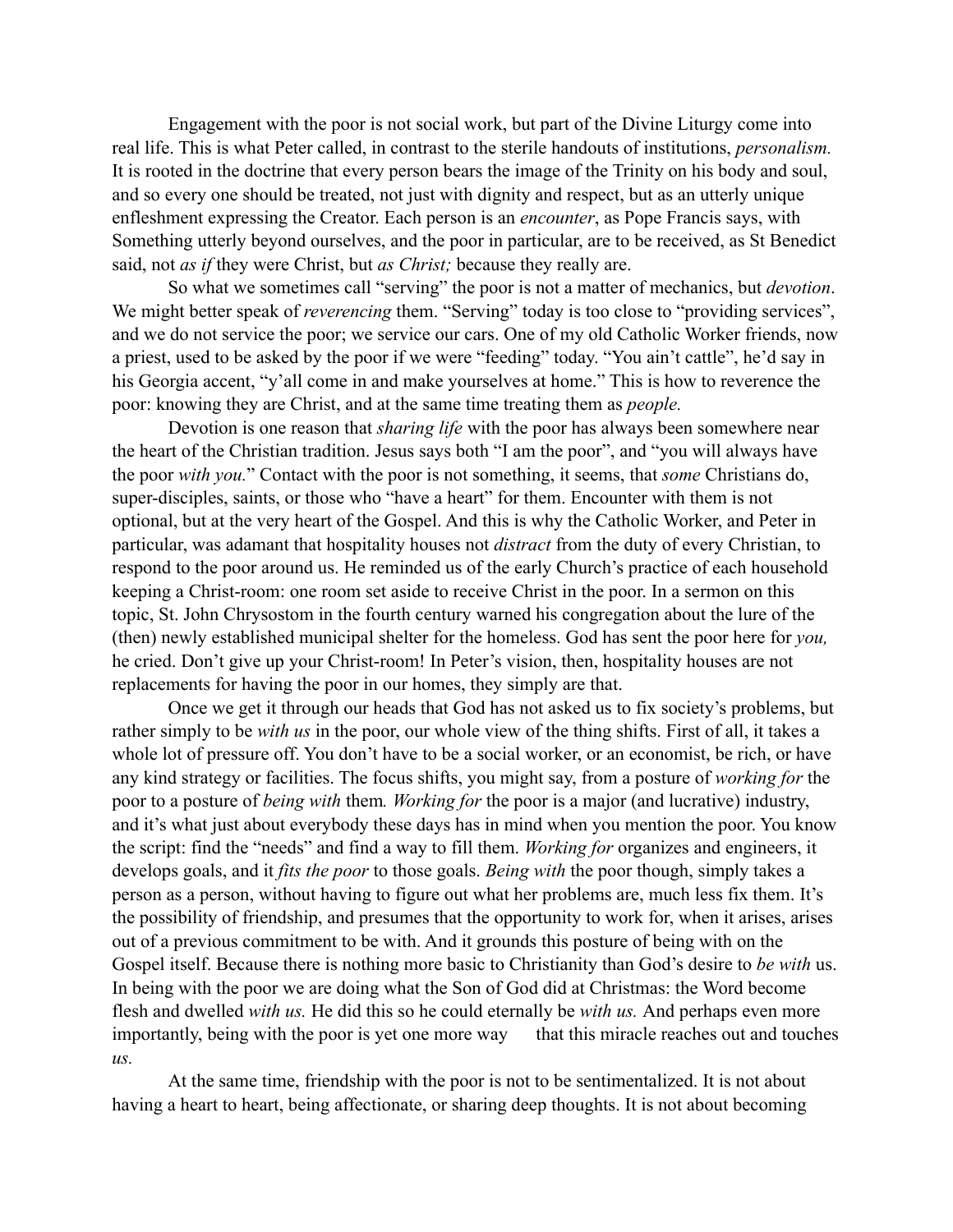Engagement with the poor is not social work, but part of the Divine Liturgy come into real life. This is what Peter called, in contrast to the sterile handouts of institutions, *personalism.* It is rooted in the doctrine that every person bears the image of the Trinity on his body and soul, and so every one should be treated, not just with dignity and respect, but as an utterly unique enfleshment expressing the Creator. Each person is an *encounter*, as Pope Francis says, with Something utterly beyond ourselves, and the poor in particular, are to be received, as St Benedict said, not *as if* they were Christ, but *as Christ;* because they really are.

So what we sometimes call "serving" the poor is not a matter of mechanics, but *devotion*. We might better speak of *reverencing* them. "Serving" today is too close to "providing services", and we do not service the poor; we service our cars. One of my old Catholic Worker friends, now a priest, used to be asked by the poor if we were "feeding" today. "You ain't cattle", he'd say in his Georgia accent, "y'all come in and make yourselves at home." This is how to reverence the poor: knowing they are Christ, and at the same time treating them as *people.*

Devotion is one reason that *sharing life* with the poor has always been somewhere near the heart of the Christian tradition. Jesus says both "I am the poor", and "you will always have the poor *with you.*" Contact with the poor is not something, it seems, that *some* Christians do, super-disciples, saints, or those who "have a heart" for them. Encounter with them is not optional, but at the very heart of the Gospel. And this is why the Catholic Worker, and Peter in particular, was adamant that hospitality houses not *distract* from the duty of every Christian, to respond to the poor around us. He reminded us of the early Church's practice of each household keeping a Christ-room: one room set aside to receive Christ in the poor. In a sermon on this topic, St. John Chrysostom in the fourth century warned his congregation about the lure of the (then) newly established municipal shelter for the homeless. God has sent the poor here for *you,* he cried. Don't give up your Christ-room! In Peter's vision, then, hospitality houses are not replacements for having the poor in our homes, they simply are that.

Once we get it through our heads that God has not asked us to fix society's problems, but rather simply to be *with us* in the poor, our whole view of the thing shifts. First of all, it takes a whole lot of pressure off. You don't have to be a social worker, or an economist, be rich, or have any kind strategy or facilities. The focus shifts, you might say, from a posture of *working for* the poor to a posture of *being with* them*. Working for* the poor is a major (and lucrative) industry, and it's what just about everybody these days has in mind when you mention the poor. You know the script: find the "needs" and find a way to fill them. *Working for* organizes and engineers, it develops goals, and it *fits the poor* to those goals. *Being with* the poor though, simply takes a person as a person, without having to figure out what her problems are, much less fix them. It's the possibility of friendship, and presumes that the opportunity to work for, when it arises, arises out of a previous commitment to be with. And it grounds this posture of being with on the Gospel itself. Because there is nothing more basic to Christianity than God's desire to *be with* us. In being with the poor we are doing what the Son of God did at Christmas: the Word become flesh and dwelled *with us.* He did this so he could eternally be *with us.* And perhaps even more importantly, being with the poor is yet one more way that this miracle reaches out and touches *us*.

At the same time, friendship with the poor is not to be sentimentalized. It is not about having a heart to heart, being affectionate, or sharing deep thoughts. It is not about becoming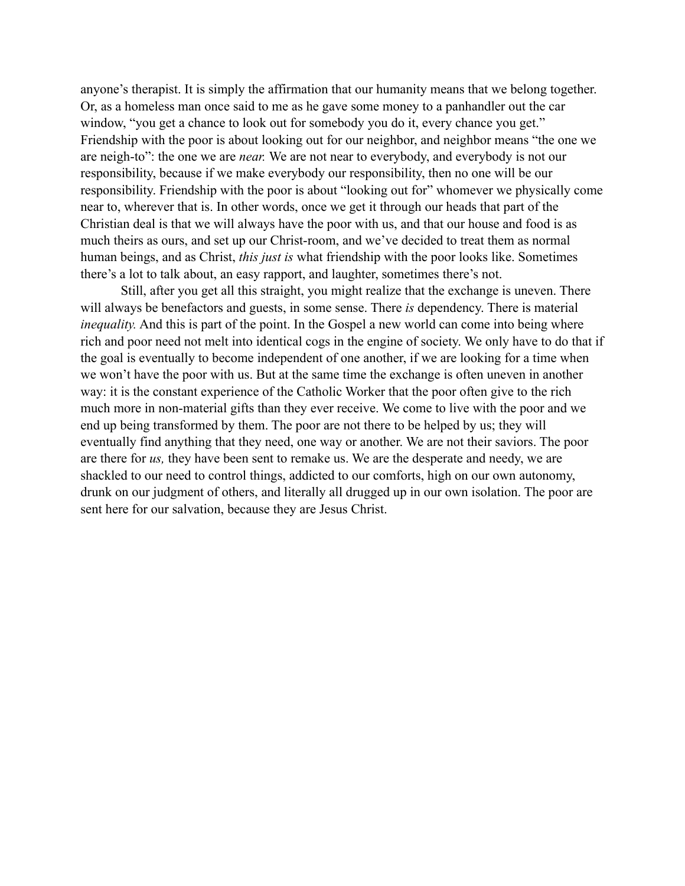anyone's therapist. It is simply the affirmation that our humanity means that we belong together. Or, as a homeless man once said to me as he gave some money to a panhandler out the car window, "you get a chance to look out for somebody you do it, every chance you get." Friendship with the poor is about looking out for our neighbor, and neighbor means "the one we are neigh-to": the one we are *near.* We are not near to everybody, and everybody is not our responsibility, because if we make everybody our responsibility, then no one will be our responsibility. Friendship with the poor is about "looking out for" whomever we physically come near to, wherever that is. In other words, once we get it through our heads that part of the Christian deal is that we will always have the poor with us, and that our house and food is as much theirs as ours, and set up our Christ-room, and we've decided to treat them as normal human beings, and as Christ, *this just is* what friendship with the poor looks like. Sometimes there's a lot to talk about, an easy rapport, and laughter, sometimes there's not.

Still, after you get all this straight, you might realize that the exchange is uneven. There will always be benefactors and guests, in some sense. There *is* dependency. There is material *inequality.* And this is part of the point. In the Gospel a new world can come into being where rich and poor need not melt into identical cogs in the engine of society. We only have to do that if the goal is eventually to become independent of one another, if we are looking for a time when we won't have the poor with us. But at the same time the exchange is often uneven in another way: it is the constant experience of the Catholic Worker that the poor often give to the rich much more in non-material gifts than they ever receive. We come to live with the poor and we end up being transformed by them. The poor are not there to be helped by us; they will eventually find anything that they need, one way or another. We are not their saviors. The poor are there for *us,* they have been sent to remake us. We are the desperate and needy, we are shackled to our need to control things, addicted to our comforts, high on our own autonomy, drunk on our judgment of others, and literally all drugged up in our own isolation. The poor are sent here for our salvation, because they are Jesus Christ.